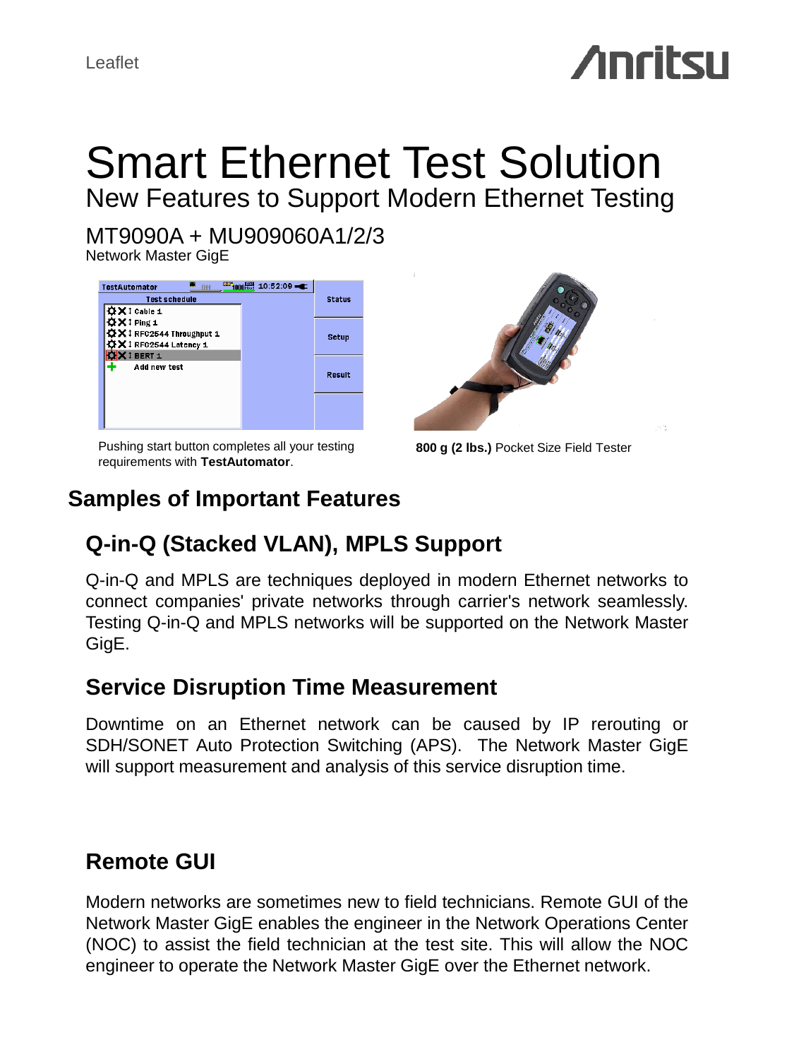Leaflet

# Smart Ethernet Test Solution

## New Features to Support Modern Ethernet Testing

MT9090A + MU909060A1/2/3

Network Master GigE

Pushing start button completes all your testing requirements with **TestAutomator**.

**800 g (2 lbs.)** Pocket Size Field Tester

## Samples of Important Features

### Q-in-Q (Stacked VLAN), MPLS Support

Q-in-Q and MPLS are techniques deployed in modern Ethernet networks to connect companies' private networks through carrier's network seamlessly. Testing Q-in-Q and MPLS networks will be supported on the Network Master GigE.

### Service Disruption Time Measurement

Downtime on an Ethernet network can be caused by IP rerouting or SDH/SONET Auto Protection Switching (APS). The Network Master GigE will support measurement and analysis of this service disruption time.

### Remote GUI

Modern networks are sometimes new to field technicians. Remote GUI of the Network Master GigE enables the engineer in the Network Operations Center (NOC) to assist the field technician at the test site. This will allow the NOC engineer to operate the Network Master GigE over the Ethernet network.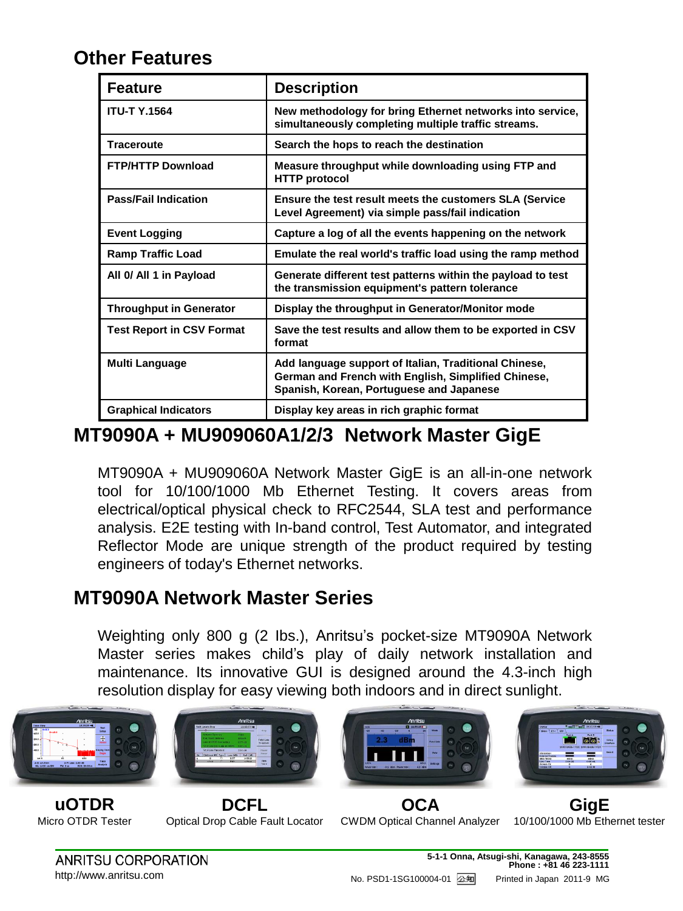## Other Features

| Feature | Description |
|---|---|
| ITU-T Y.1564 | New methodology for bring Ethernet networks into service, simultaneously completing multiple traffic streams. |
| Traceroute | Search the hops to reach the destination |
| FTP/HTTP Download | Measure throughput while downloading using FTP and HTTP protocol |
| Pass/Fail Indication | Ensure the test result meets the customers SLA (Service Level Agreement) via simple pass/fail indication |
| Event Logging | Capture a log of all the events happening on the network |
| Ramp Traffic Load | Emulate the real world's traffic load using the ramp method |
| All 0/ All 1 in Payload | Generate different test patterns within the payload to test the transmission equipment's pattern tolerance |
| Throughput in Generator | Display the throughput in Generator/Monitor mode |
| Test Report in CSV Format | Save the test results and allow them to be exported in CSV format |
| Multi Language | Add language support of Italian, Traditional Chinese, German and French with English, Simplified Chinese, Spanish, Korean, Portuguese and Japanese |
| Graphical Indicators | Display key areas in rich graphic format |

## MT9090A + MU909060A1/2/3 Network Master GigE

MT9090A + MU909060A Network Master GigE is an all-in-one network tool for 10/100/1000 Mb Ethernet Testing. It covers areas from electrical/optical physical check to RFC2544, SLA test and performance analysis. E2E testing with In-band control, Test Automator, and integrated Reflector Mode are unique strength of the product required by testing engineers of today's Ethernet networks.

## MT9090A Network Master Series

Weighting only 800 g (2 lbs.), Anritsu's pocket-size MT9090A Network Master series makes child's play of daily network installation and maintenance. Its innovative GUI is designed around the 4.3-inch high resolution display for easy viewing both indoors and in direct sunlight.

**uOTDR**
Micro OTDR Tester

**DCFL**
Optical Drop Cable Fault Locator

**OCA**
CWDM Optical Channel Analyzer

**GigE**
10/100/1000 Mb Ethernet tester

ANRITSU CORPORATION
http://www.anritsu.com

5-1-1 Onna, Atsugi-shi, Kanagawa, 243-8555
Phone : +81 46 223-1111

No. PSD1-1SG100004-01 公知 Printed in Japan 2011-9 MG